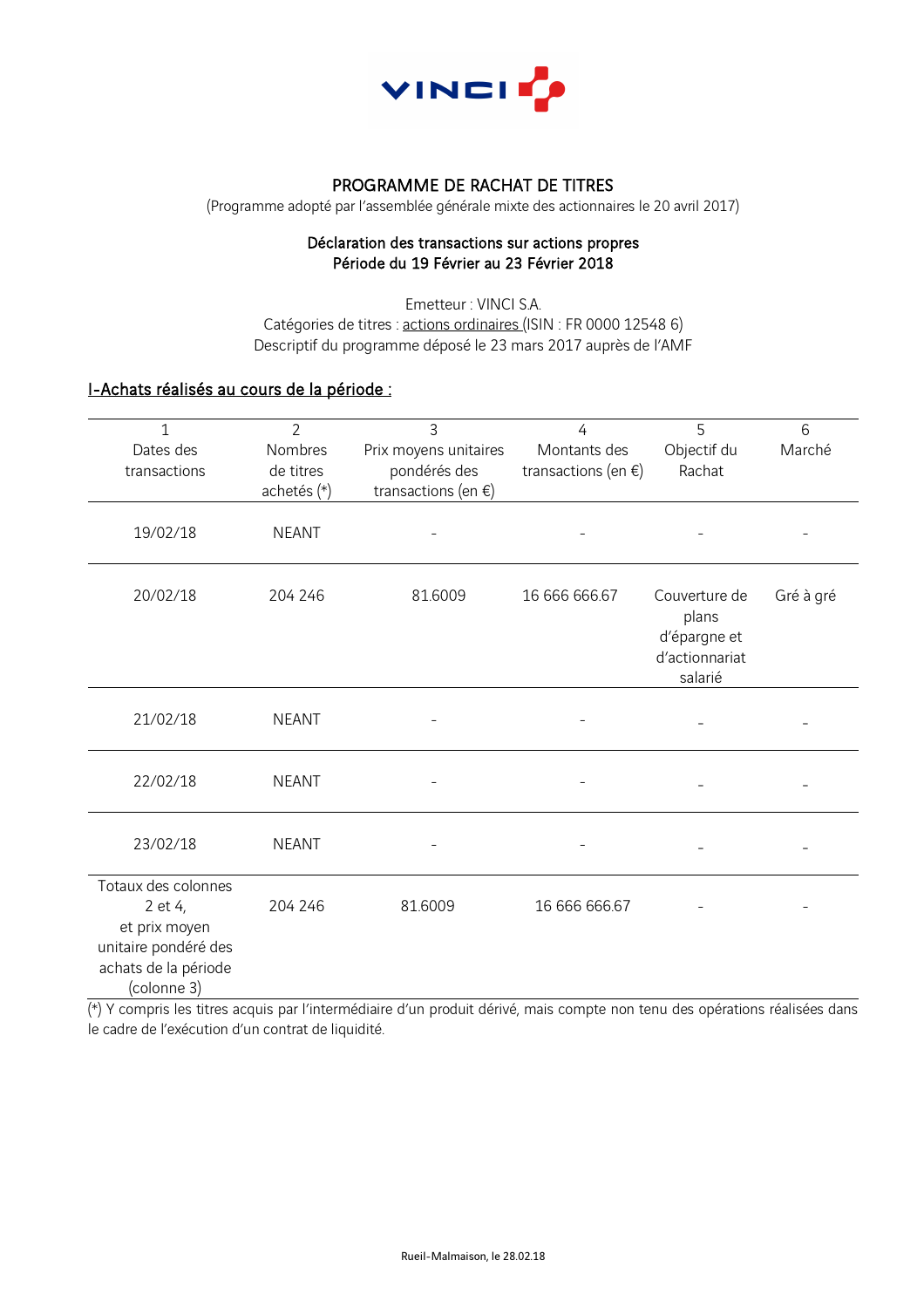# PROGRAMME DE RACHAT DE TITRES

(Programme adopté par l'assemblée générale mixte des actionnaires le 20 avril 2017)

## Déclaration des transactions sur actions propres
## Période du 19 Février au 23 Février 2018

Emetteur : VINCI S.A.
Catégories de titres : actions ordinaires (ISIN : FR 0000 12548 6)
Descriptif du programme déposé le 23 mars 2017 auprès de l'AMF

## I-Achats réalisés au cours de la période :

| 1<br>Dates des transactions | 2<br>Nombres de titres achetés (*) | 3<br>Prix moyens unitaires pondérés des transactions (en €) | 4<br>Montants des transactions (en €) | 5<br>Objectif du Rachat | 6<br>Marché |
|---|---|---|---|---|---|
| 19/02/18 | NEANT | - | - | - | - |
| 20/02/18 | 204 246 | 81.6009 | 16 666 666.67 | Couverture de plans d'épargne et d'actionnariat salarié | Gré à gré |
| 21/02/18 | NEANT | - | - | - | - |
| 22/02/18 | NEANT | - | - | - | - |
| 23/02/18 | NEANT | - | - | - | - |
| Totaux des colonnes 2 et 4, et prix moyen unitaire pondéré des achats de la période (colonne 3) | 204 246 | 81.6009 | 16 666 666.67 | - | - |

(*) Y compris les titres acquis par l'intermédiaire d'un produit dérivé, mais compte non tenu des opérations réalisées dans le cadre de l'exécution d'un contrat de liquidité.

Rueil-Malmaison, le 28.02.18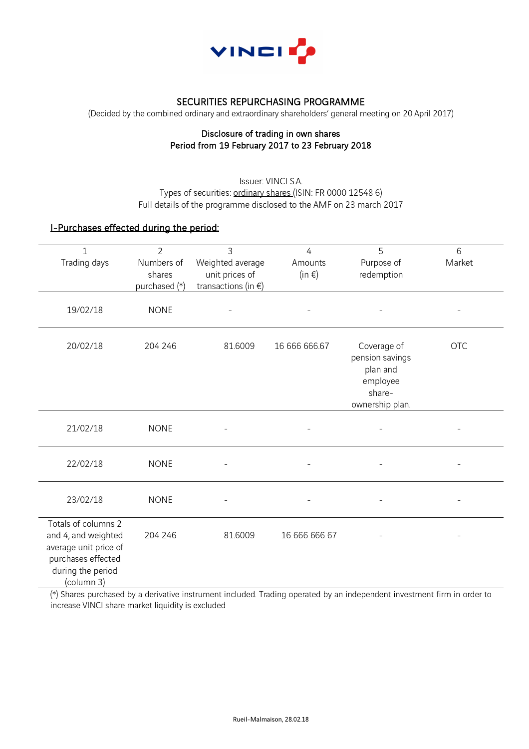# SECURITIES REPURCHASING PROGRAMME

(Decided by the combined ordinary and extraordinary shareholders' general meeting on 20 April 2017)

## Disclosure of trading in own shares
## Period from 19 February 2017 to 23 February 2018

Issuer: VINCI S.A.
Types of securities: ordinary shares (ISIN: FR 0000 12548 6)
Full details of the programme disclosed to the AMF on 23 march 2017

### I-Purchases effected during the period:

| 1<br>Trading days | 2<br>Numbers of shares purchased (*) | 3<br>Weighted average unit prices of transactions (in €) | 4<br>Amounts (in €) | 5<br>Purpose of redemption | 6<br>Market |
|---|---|---|---|---|---|
| 19/02/18 | NONE | - | - | - | - |
| 20/02/18 | 204 246 | 81.6009 | 16 666 666.67 | Coverage of pension savings plan and employee share-ownership plan. | OTC |
| 21/02/18 | NONE | - | - | - | - |
| 22/02/18 | NONE | - | - | - | - |
| 23/02/18 | NONE | - | - | - | - |
| Totals of columns 2 and 4, and weighted average unit price of purchases effected during the period (column 3) | 204 246 | 81.6009 | 16 666 666 67 | - | - |

(*) Shares purchased by a derivative instrument included. Trading operated by an independent investment firm in order to increase VINCI share market liquidity is excluded

Rueil-Malmaison, 28.02.18